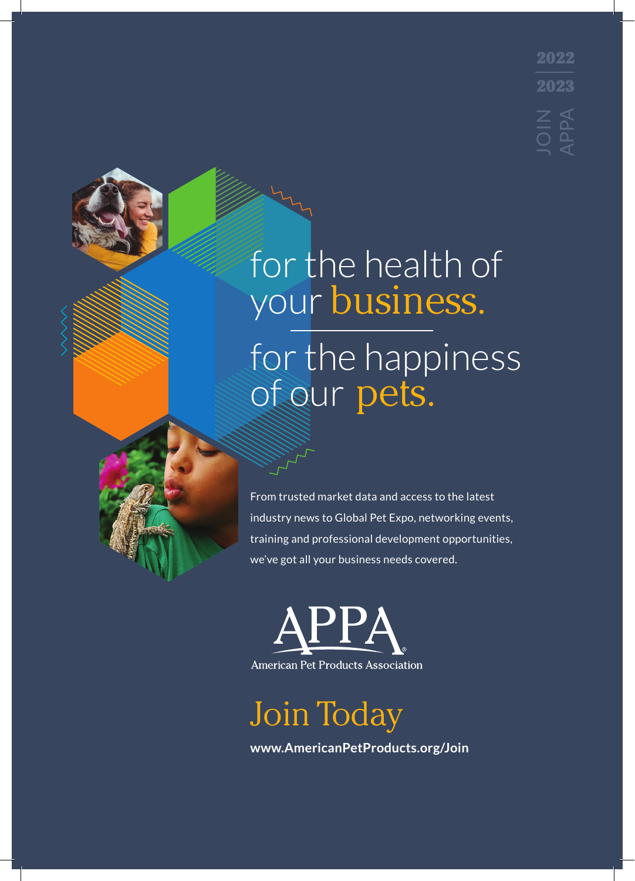2022 | 2023

JOIN APPA

# for the health of your business.

# for the happiness of our pets.

From trusted market data and access to the latest industry news to Global Pet Expo, networking events, training and professional development opportunities, we've got all your business needs covered.

APPA®

American Pet Products Association

## Join Today

**www.AmericanPetProducts.org/Join**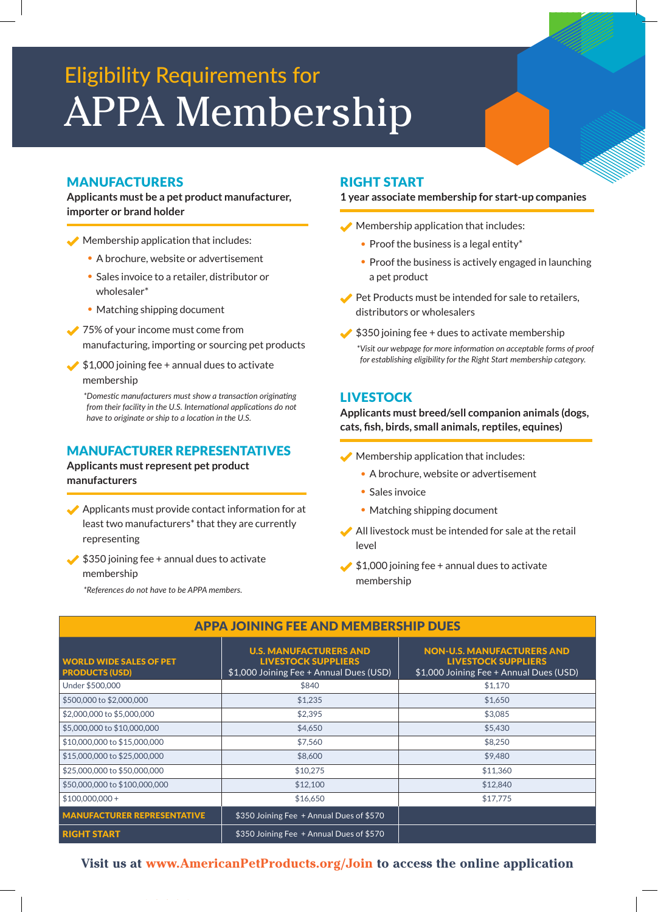# Eligibility Requirements for APPA Membership

## MANUFACTURERS

**Applicants must be a pet product manufacturer, importer or brand holder**

- Membership application that includes:
  - A brochure, website or advertisement
  - Sales invoice to a retailer, distributor or wholesaler*
  - Matching shipping document
- 75% of your income must come from manufacturing, importing or sourcing pet products
- $1,000 joining fee + annual dues to activate membership

*\*Domestic manufacturers must show a transaction originating from their facility in the U.S. International applications do not have to originate or ship to a location in the U.S.*

## MANUFACTURER REPRESENTATIVES

**Applicants must represent pet product manufacturers**

- Applicants must provide contact information for at least two manufacturers* that they are currently representing
- $350 joining fee + annual dues to activate membership

*\*References do not have to be APPA members.*

## RIGHT START

**1 year associate membership for start-up companies**

- Membership application that includes:
  - Proof the business is a legal entity*
  - Proof the business is actively engaged in launching a pet product
- Pet Products must be intended for sale to retailers, distributors or wholesalers
- $350 joining fee + dues to activate membership

*\*Visit our webpage for more information on acceptable forms of proof for establishing eligibility for the Right Start membership category.*

## LIVESTOCK

**Applicants must breed/sell companion animals (dogs, cats, fish, birds, small animals, reptiles, equines)**

- Membership application that includes:
  - A brochure, website or advertisement
  - Sales invoice
  - Matching shipping document
- All livestock must be intended for sale at the retail level
- $1,000 joining fee + annual dues to activate membership

## APPA JOINING FEE AND MEMBERSHIP DUES

| WORLD WIDE SALES OF PET PRODUCTS (USD) | U.S. MANUFACTURERS AND LIVESTOCK SUPPLIERS $1,000 Joining Fee + Annual Dues (USD) | NON-U.S. MANUFACTURERS AND LIVESTOCK SUPPLIERS $1,000 Joining Fee + Annual Dues (USD) |
|---|---|---|
| Under $500,000 | $840 | $1,170 |
| $500,000 to $2,000,000 | $1,235 | $1,650 |
| $2,000,000 to $5,000,000 | $2,395 | $3,085 |
| $5,000,000 to $10,000,000 | $4,650 | $5,430 |
| $10,000,000 to $15,000,000 | $7,560 | $8,250 |
| $15,000,000 to $25,000,000 | $8,600 | $9,480 |
| $25,000,000 to $50,000,000 | $10,275 | $11,360 |
| $50,000,000 to $100,000,000 | $12,100 | $12,840 |
| $100,000,000 + | $16,650 | $17,775 |
| **MANUFACTURER REPRESENTATIVE** | $350 Joining Fee + Annual Dues of $570 | |
| **RIGHT START** | $350 Joining Fee + Annual Dues of $570 | |

**Visit us at www.AmericanPetProducts.org/Join to access the online application**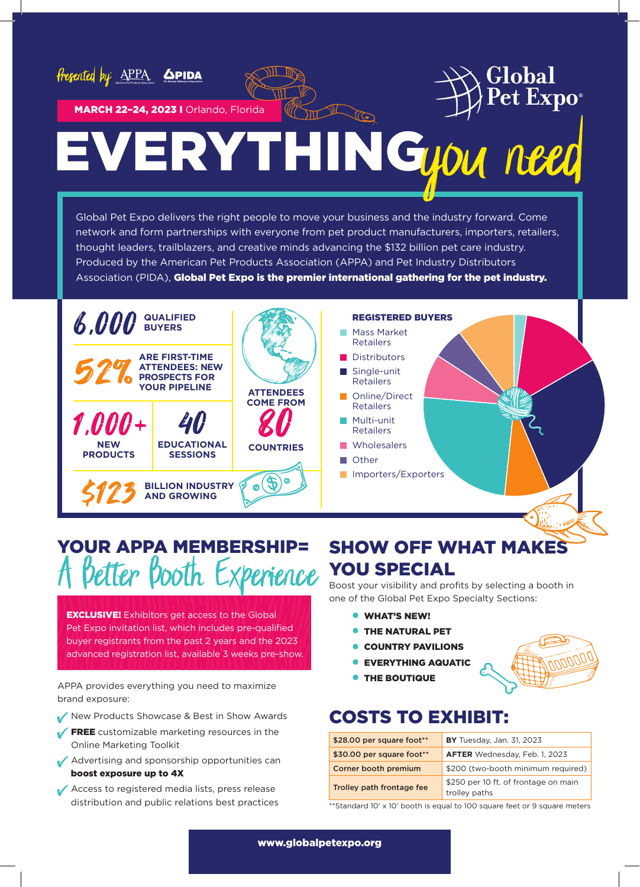Presented by: APPA PIDA

**MARCH 22–24, 2023 |** Orlando, Florida

Global Pet Expo®

# EVERYTHING *you need*

Global Pet Expo delivers the right people to move your business and the industry forward. Come network and form partnerships with everyone from pet product manufacturers, importers, retailers, thought leaders, trailblazers, and creative minds advancing the $132 billion pet care industry. Produced by the American Pet Products Association (APPA) and Pet Industry Distributors Association (PIDA), **Global Pet Expo is the premier international gathering for the pet industry.**

**6,000 QUALIFIED BUYERS**

**52% ARE FIRST-TIME ATTENDEES: NEW PROSPECTS FOR YOUR PIPELINE**

**1,000+ NEW PRODUCTS**

**40 EDUCATIONAL SESSIONS**

**ATTENDEES COME FROM 80 COUNTRIES**

**$123 BILLION INDUSTRY AND GROWING**

**REGISTERED BUYERS**

- Mass Market Retailers
- Distributors
- Single-unit Retailers
- Online/Direct Retailers
- Multi-unit Retailers
- Wholesalers
- Other
- Importers/Exporters

## YOUR APPA MEMBERSHIP= *A Better Booth Experience*

**EXCLUSIVE!** Exhibitors get access to the Global Pet Expo invitation list, which includes pre-qualified buyer registrants from the past 2 years and the 2023 advanced registration list, available 3 weeks pre-show.

APPA provides everything you need to maximize brand exposure:

- New Products Showcase & Best in Show Awards
- **FREE** customizable marketing resources in the Online Marketing Toolkit
- Advertising and sponsorship opportunities can **boost exposure up to 4X**
- Access to registered media lists, press release distribution and public relations best practices

## SHOW OFF WHAT MAKES YOU SPECIAL

Boost your visibility and profits by selecting a booth in one of the Global Pet Expo Specialty Sections:

- **WHAT'S NEW!**
- **THE NATURAL PET**
- **COUNTRY PAVILIONS**
- **EVERYTHING AQUATIC**
- **THE BOUTIQUE**

## COSTS TO EXHIBIT:

| | |
|---|---|
| $28.00 per square foot** | **BY** Tuesday, Jan. 31, 2023 |
| $30.00 per square foot** | **AFTER** Wednesday, Feb. 1, 2023 |
| Corner booth premium | $200 (two-booth minimum required) |
| Trolley path frontage fee | $250 per 10 ft. of frontage on main trolley paths |

**Standard 10' x 10' booth is equal to 100 square feet or 9 square meters

**www.globalpetexpo.org**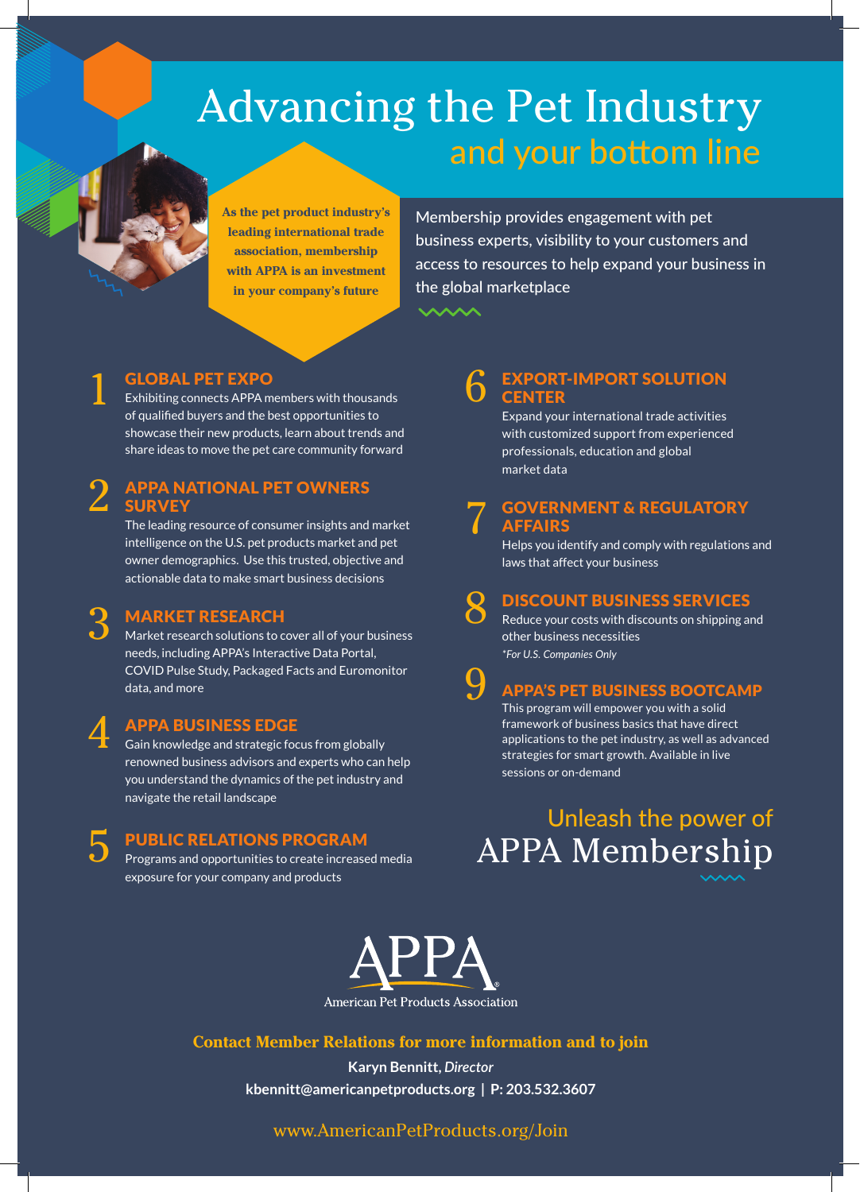# Advancing the Pet Industry
## and your bottom line

**As the pet product industry's leading international trade association, membership with APPA is an investment in your company's future**

Membership provides engagement with pet business experts, visibility to your customers and access to resources to help expand your business in the global marketplace

### 1 GLOBAL PET EXPO

Exhibiting connects APPA members with thousands of qualified buyers and the best opportunities to showcase their new products, learn about trends and share ideas to move the pet care community forward

### 2 APPA NATIONAL PET OWNERS SURVEY

The leading resource of consumer insights and market intelligence on the U.S. pet products market and pet owner demographics. Use this trusted, objective and actionable data to make smart business decisions

### 3 MARKET RESEARCH

Market research solutions to cover all of your business needs, including APPA's Interactive Data Portal, COVID Pulse Study, Packaged Facts and Euromonitor data, and more

### 4 APPA BUSINESS EDGE

Gain knowledge and strategic focus from globally renowned business advisors and experts who can help you understand the dynamics of the pet industry and navigate the retail landscape

### 5 PUBLIC RELATIONS PROGRAM

Programs and opportunities to create increased media exposure for your company and products

### 6 EXPORT-IMPORT SOLUTION CENTER

Expand your international trade activities with customized support from experienced professionals, education and global market data

### 7 GOVERNMENT & REGULATORY AFFAIRS

Helps you identify and comply with regulations and laws that affect your business

### 8 DISCOUNT BUSINESS SERVICES

Reduce your costs with discounts on shipping and other business necessities

*\*For U.S. Companies Only*

### 9 APPA'S PET BUSINESS BOOTCAMP

This program will empower you with a solid framework of business basics that have direct applications to the pet industry, as well as advanced strategies for smart growth. Available in live sessions or on-demand

## Unleash the power of APPA Membership

APPA
American Pet Products Association

**Contact Member Relations for more information and to join**

**Karyn Bennitt,** ***Director***

**kbennitt@americanpetproducts.org | P: 203.532.3607**

www.AmericanPetProducts.org/Join